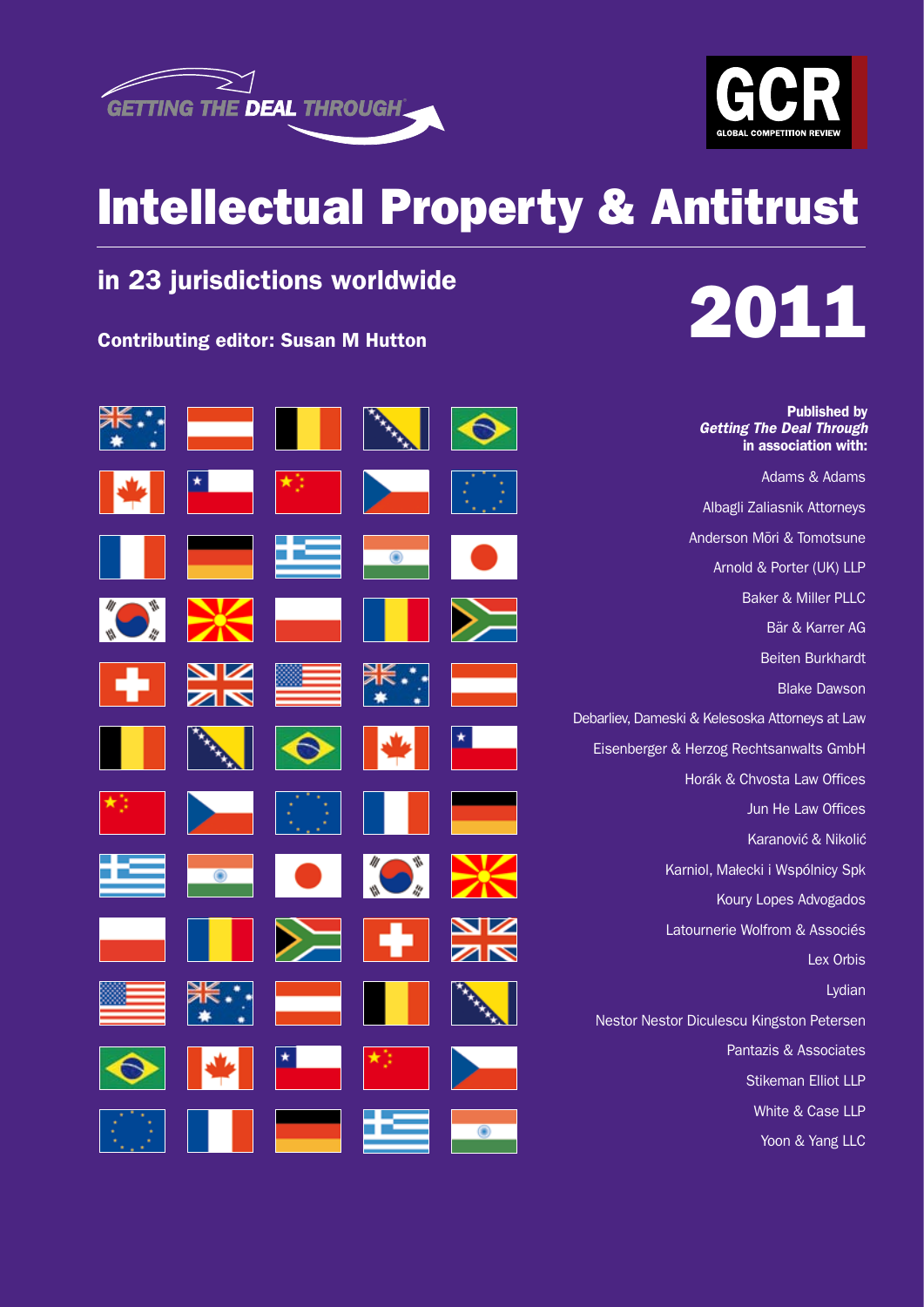GETTING THE DEAL THROUGH

GCR
GLOBAL COMPETITION REVIEW

# Intellectual Property & Antitrust

## in 23 jurisdictions worldwide

# 2011

**Contributing editor: Susan M Hutton**

**Published by**
***Getting The Deal Through***
**in association with:**

Adams & Adams

Albagli Zaliasnik Attorneys

Anderson Mōri & Tomotsune

Arnold & Porter (UK) LLP

Baker & Miller PLLC

Bär & Karrer AG

Beiten Burkhardt

Blake Dawson

Debarliev, Dameski & Kelesoska Attorneys at Law

Eisenberger & Herzog Rechtsanwalts GmbH

Horák & Chvosta Law Offices

Jun He Law Offices

Karanović & Nikolić

Karniol, Małecki i Wspólnicy Spk

Koury Lopes Advogados

Latournerie Wolfrom & Associés

Lex Orbis

Lydian

Nestor Nestor Diculescu Kingston Petersen

Pantazis & Associates

Stikeman Elliot LLP

White & Case LLP

Yoon & Yang LLC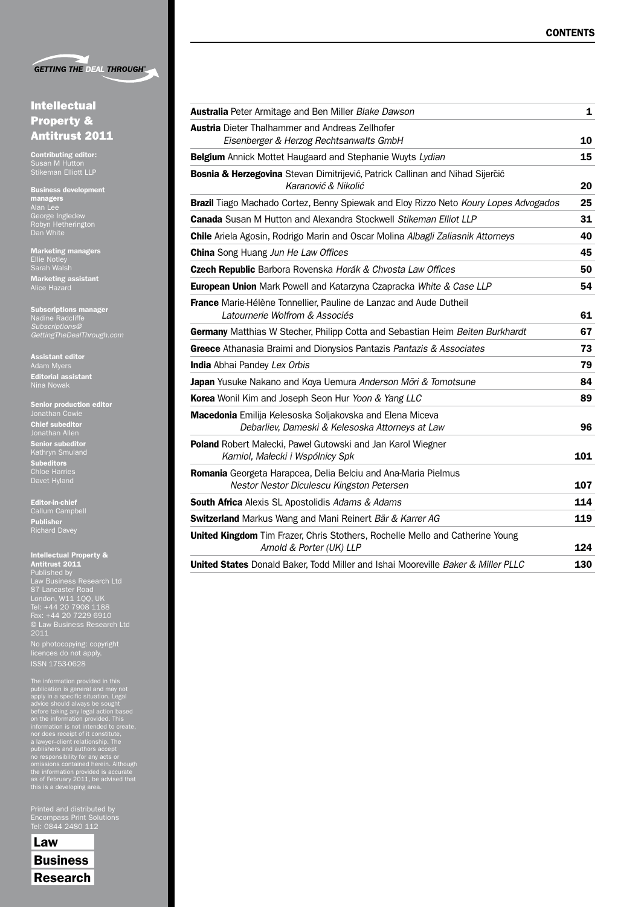**GETTING THE DEAL THROUGH**

# Intellectual Property & Antitrust 2011

**Contributing editor:**
Susan M Hutton
Stikeman Elliott LLP

**Business development managers**
Alan Lee
George Ingledew
Robyn Hetherington
Dan White

**Marketing managers**
Ellie Notley
Sarah Walsh

**Marketing assistant**
Alice Hazard

**Subscriptions manager**
Nadine Radcliffe
*Subscriptions@GettingTheDealThrough.com*

**Assistant editor**
Adam Myers

**Editorial assistant**
Nina Nowak

**Senior production editor**
Jonathan Cowie

**Chief subeditor**
Jonathan Allen

**Senior subeditor**
Kathryn Smuland

**Subeditors**
Chloe Harries
Davet Hyland

**Editor-in-chief**
Callum Campbell

**Publisher**
Richard Davey

**Intellectual Property & Antitrust 2011**
Published by
Law Business Research Ltd
87 Lancaster Road
London, W11 1QQ, UK
Tel: +44 20 7908 1188
Fax: +44 20 7229 6910
© Law Business Research Ltd 2011

No photocopying: copyright licences do not apply.

ISSN 1753-0628

The information provided in this publication is general and may not apply in a specific situation. Legal advice should always be sought before taking any legal action based on the information provided. This information is not intended to create, nor does receipt of it constitute, a lawyer–client relationship. The publishers and authors accept no responsibility for any acts or omissions contained herein. Although the information provided is accurate as of February 2011, be advised that this is a developing area.

Printed and distributed by
Encompass Print Solutions
Tel: 0844 2480 112

**Law Business Research**

## CONTENTS

| | |
|---|---|
| **Australia** Peter Armitage and Ben Miller *Blake Dawson* | 1 |
| **Austria** Dieter Thalhammer and Andreas Zellhofer *Eisenberger & Herzog Rechtsanwalts GmbH* | 10 |
| **Belgium** Annick Mottet Haugaard and Stephanie Wuyts *Lydian* | 15 |
| **Bosnia & Herzegovina** Stevan Dimitrijević, Patrick Callinan and Nihad Sijerčić *Karanović & Nikolić* | 20 |
| **Brazil** Tiago Machado Cortez, Benny Spiewak and Eloy Rizzo Neto *Koury Lopes Advogados* | 25 |
| **Canada** Susan M Hutton and Alexandra Stockwell *Stikeman Elliot LLP* | 31 |
| **Chile** Ariela Agosin, Rodrigo Marin and Oscar Molina *Albagli Zaliasnik Attorneys* | 40 |
| **China** Song Huang *Jun He Law Offices* | 45 |
| **Czech Republic** Barbora Rovenska *Horák & Chvosta Law Offices* | 50 |
| **European Union** Mark Powell and Katarzyna Czapracka *White & Case LLP* | 54 |
| **France** Marie-Hélène Tonnellier, Pauline de Lanzac and Aude Dutheil *Latournerie Wolfrom & Associés* | 61 |
| **Germany** Matthias W Stecher, Philipp Cotta and Sebastian Heim *Beiten Burkhardt* | 67 |
| **Greece** Athanasia Braimi and Dionysios Pantazis *Pantazis & Associates* | 73 |
| **India** Abhai Pandey *Lex Orbis* | 79 |
| **Japan** Yusuke Nakano and Koya Uemura *Anderson Mōri & Tomotsune* | 84 |
| **Korea** Wonil Kim and Joseph Seon Hur *Yoon & Yang LLC* | 89 |
| **Macedonia** Emilija Kelesoska Soljakovska and Elena Miceva *Debarliev, Dameski & Kelesoska Attorneys at Law* | 96 |
| **Poland** Robert Małecki, Paweł Gutowski and Jan Karol Wiegner *Karniol, Małecki i Wspólnicy Spk* | 101 |
| **Romania** Georgeta Harapcea, Delia Belciu and Ana-Maria Pielmus *Nestor Nestor Diculescu Kingston Petersen* | 107 |
| **South Africa** Alexis SL Apostolidis *Adams & Adams* | 114 |
| **Switzerland** Markus Wang and Mani Reinert *Bär & Karrer AG* | 119 |
| **United Kingdom** Tim Frazer, Chris Stothers, Rochelle Mello and Catherine Young *Arnold & Porter (UK) LLP* | 124 |
| **United States** Donald Baker, Todd Miller and Ishai Mooreville *Baker & Miller PLLC* | 130 |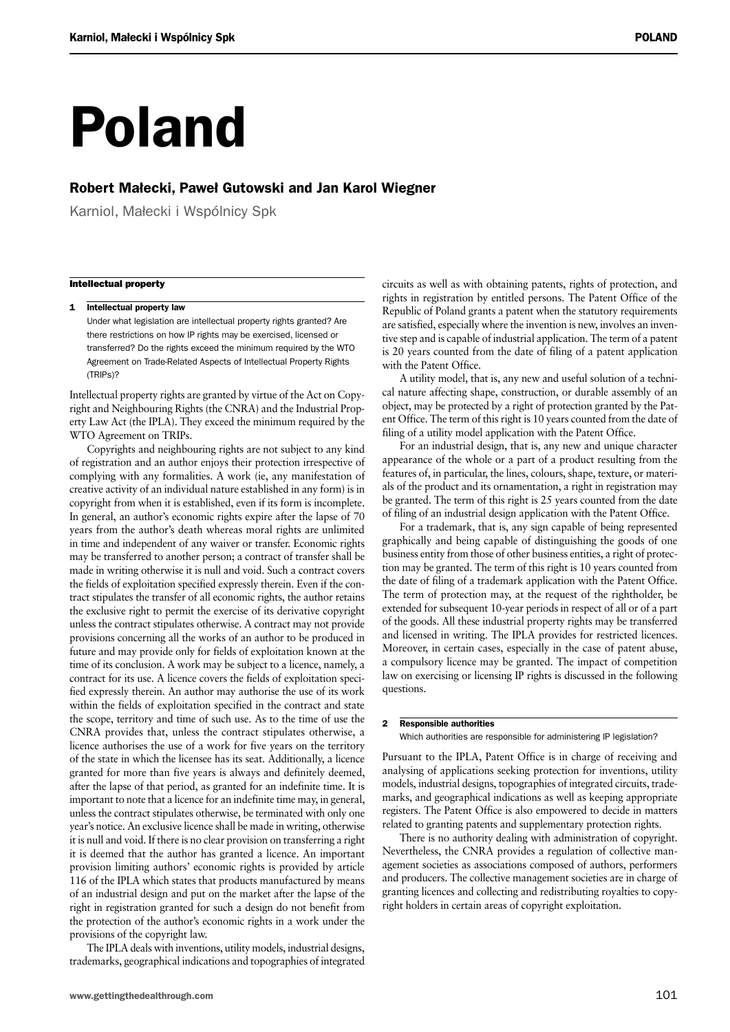# Poland

## Robert Małecki, Paweł Gutowski and Jan Karol Wiegner

Karniol, Małecki i Wspólnicy Spk

### Intellectual property

#### 1 Intellectual property law

Under what legislation are intellectual property rights granted? Are there restrictions on how IP rights may be exercised, licensed or transferred? Do the rights exceed the minimum required by the WTO Agreement on Trade-Related Aspects of Intellectual Property Rights (TRIPs)?

Intellectual property rights are granted by virtue of the Act on Copyright and Neighbouring Rights (the CNRA) and the Industrial Property Law Act (the IPLA). They exceed the minimum required by the WTO Agreement on TRIPs.

Copyrights and neighbouring rights are not subject to any kind of registration and an author enjoys their protection irrespective of complying with any formalities. A work (ie, any manifestation of creative activity of an individual nature established in any form) is in copyright from when it is established, even if its form is incomplete. In general, an author's economic rights expire after the lapse of 70 years from the author's death whereas moral rights are unlimited in time and independent of any waiver or transfer. Economic rights may be transferred to another person; a contract of transfer shall be made in writing otherwise it is null and void. Such a contract covers the fields of exploitation specified expressly therein. Even if the contract stipulates the transfer of all economic rights, the author retains the exclusive right to permit the exercise of its derivative copyright unless the contract stipulates otherwise. A contract may not provide provisions concerning all the works of an author to be produced in future and may provide only for fields of exploitation known at the time of its conclusion. A work may be subject to a licence, namely, a contract for its use. A licence covers the fields of exploitation specified expressly therein. An author may authorise the use of its work within the fields of exploitation specified in the contract and state the scope, territory and time of such use. As to the time of use the CNRA provides that, unless the contract stipulates otherwise, a licence authorises the use of a work for five years on the territory of the state in which the licensee has its seat. Additionally, a licence granted for more than five years is always and definitely deemed, after the lapse of that period, as granted for an indefinite time. It is important to note that a licence for an indefinite time may, in general, unless the contract stipulates otherwise, be terminated with only one year's notice. An exclusive licence shall be made in writing, otherwise it is null and void. If there is no clear provision on transferring a right it is deemed that the author has granted a licence. An important provision limiting authors' economic rights is provided by article 116 of the IPLA which states that products manufactured by means of an industrial design and put on the market after the lapse of the right in registration granted for such a design do not benefit from the protection of the author's economic rights in a work under the provisions of the copyright law.

The IPLA deals with inventions, utility models, industrial designs, trademarks, geographical indications and topographies of integrated circuits as well as with obtaining patents, rights of protection, and rights in registration by entitled persons. The Patent Office of the Republic of Poland grants a patent when the statutory requirements are satisfied, especially where the invention is new, involves an inventive step and is capable of industrial application. The term of a patent is 20 years counted from the date of filing of a patent application with the Patent Office.

A utility model, that is, any new and useful solution of a technical nature affecting shape, construction, or durable assembly of an object, may be protected by a right of protection granted by the Patent Office. The term of this right is 10 years counted from the date of filing of a utility model application with the Patent Office.

For an industrial design, that is, any new and unique character appearance of the whole or a part of a product resulting from the features of, in particular, the lines, colours, shape, texture, or materials of the product and its ornamentation, a right in registration may be granted. The term of this right is 25 years counted from the date of filing of an industrial design application with the Patent Office.

For a trademark, that is, any sign capable of being represented graphically and being capable of distinguishing the goods of one business entity from those of other business entities, a right of protection may be granted. The term of this right is 10 years counted from the date of filing of a trademark application with the Patent Office. The term of protection may, at the request of the rightholder, be extended for subsequent 10-year periods in respect of all or of a part of the goods. All these industrial property rights may be transferred and licensed in writing. The IPLA provides for restricted licences. Moreover, in certain cases, especially in the case of patent abuse, a compulsory licence may be granted. The impact of competition law on exercising or licensing IP rights is discussed in the following questions.

#### 2 Responsible authorities

Which authorities are responsible for administering IP legislation?

Pursuant to the IPLA, Patent Office is in charge of receiving and analysing of applications seeking protection for inventions, utility models, industrial designs, topographies of integrated circuits, trademarks, and geographical indications as well as keeping appropriate registers. The Patent Office is also empowered to decide in matters related to granting patents and supplementary protection rights.

There is no authority dealing with administration of copyright. Nevertheless, the CNRA provides a regulation of collective management societies as associations composed of authors, performers and producers. The collective management societies are in charge of granting licences and collecting and redistributing royalties to copyright holders in certain areas of copyright exploitation.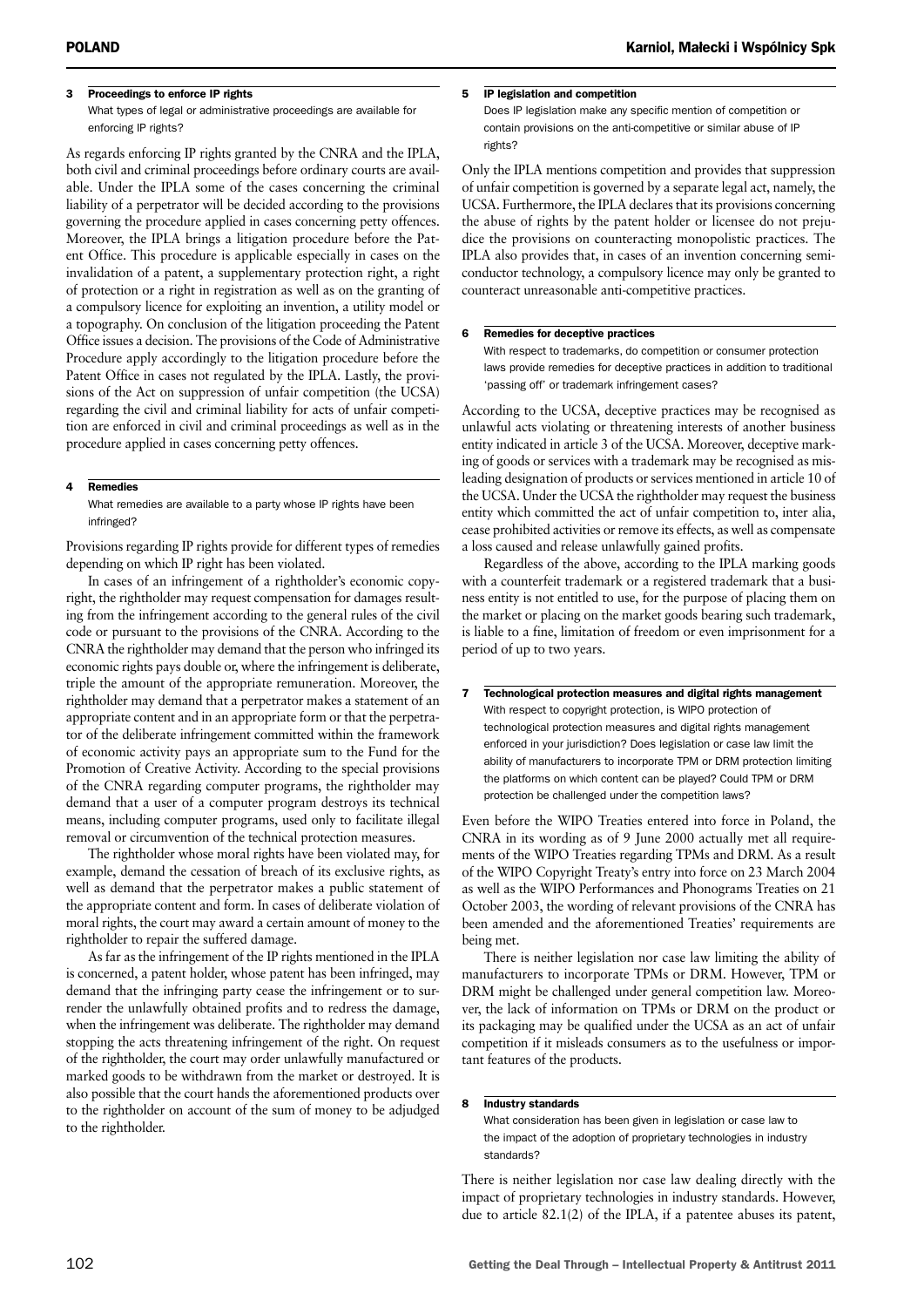### 3 Proceedings to enforce IP rights

What types of legal or administrative proceedings are available for enforcing IP rights?

As regards enforcing IP rights granted by the CNRA and the IPLA, both civil and criminal proceedings before ordinary courts are available. Under the IPLA some of the cases concerning the criminal liability of a perpetrator will be decided according to the provisions governing the procedure applied in cases concerning petty offences. Moreover, the IPLA brings a litigation procedure before the Patent Office. This procedure is applicable especially in cases on the invalidation of a patent, a supplementary protection right, a right of protection or a right in registration as well as on the granting of a compulsory licence for exploiting an invention, a utility model or a topography. On conclusion of the litigation proceeding the Patent Office issues a decision. The provisions of the Code of Administrative Procedure apply accordingly to the litigation procedure before the Patent Office in cases not regulated by the IPLA. Lastly, the provisions of the Act on suppression of unfair competition (the UCSA) regarding the civil and criminal liability for acts of unfair competition are enforced in civil and criminal proceedings as well as in the procedure applied in cases concerning petty offences.

### 4 Remedies

What remedies are available to a party whose IP rights have been infringed?

Provisions regarding IP rights provide for different types of remedies depending on which IP right has been violated.

In cases of an infringement of a rightholder's economic copyright, the rightholder may request compensation for damages resulting from the infringement according to the general rules of the civil code or pursuant to the provisions of the CNRA. According to the CNRA the rightholder may demand that the person who infringed its economic rights pays double or, where the infringement is deliberate, triple the amount of the appropriate remuneration. Moreover, the rightholder may demand that a perpetrator makes a statement of an appropriate content and in an appropriate form or that the perpetrator of the deliberate infringement committed within the framework of economic activity pays an appropriate sum to the Fund for the Promotion of Creative Activity. According to the special provisions of the CNRA regarding computer programs, the rightholder may demand that a user of a computer program destroys its technical means, including computer programs, used only to facilitate illegal removal or circumvention of the technical protection measures.

The rightholder whose moral rights have been violated may, for example, demand the cessation of breach of its exclusive rights, as well as demand that the perpetrator makes a public statement of the appropriate content and form. In cases of deliberate violation of moral rights, the court may award a certain amount of money to the rightholder to repair the suffered damage.

As far as the infringement of the IP rights mentioned in the IPLA is concerned, a patent holder, whose patent has been infringed, may demand that the infringing party cease the infringement or to surrender the unlawfully obtained profits and to redress the damage, when the infringement was deliberate. The rightholder may demand stopping the acts threatening infringement of the right. On request of the rightholder, the court may order unlawfully manufactured or marked goods to be withdrawn from the market or destroyed. It is also possible that the court hands the aforementioned products over to the rightholder on account of the sum of money to be adjudged to the rightholder.

### 5 IP legislation and competition

Does IP legislation make any specific mention of competition or contain provisions on the anti-competitive or similar abuse of IP rights?

Only the IPLA mentions competition and provides that suppression of unfair competition is governed by a separate legal act, namely, the UCSA. Furthermore, the IPLA declares that its provisions concerning the abuse of rights by the patent holder or licensee do not prejudice the provisions on counteracting monopolistic practices. The IPLA also provides that, in cases of an invention concerning semiconductor technology, a compulsory licence may only be granted to counteract unreasonable anti-competitive practices.

### 6 Remedies for deceptive practices

With respect to trademarks, do competition or consumer protection laws provide remedies for deceptive practices in addition to traditional 'passing off' or trademark infringement cases?

According to the UCSA, deceptive practices may be recognised as unlawful acts violating or threatening interests of another business entity indicated in article 3 of the UCSA. Moreover, deceptive marking of goods or services with a trademark may be recognised as misleading designation of products or services mentioned in article 10 of the UCSA. Under the UCSA the rightholder may request the business entity which committed the act of unfair competition to, inter alia, cease prohibited activities or remove its effects, as well as compensate a loss caused and release unlawfully gained profits.

Regardless of the above, according to the IPLA marking goods with a counterfeit trademark or a registered trademark that a business entity is not entitled to use, for the purpose of placing them on the market or placing on the market goods bearing such trademark, is liable to a fine, limitation of freedom or even imprisonment for a period of up to two years.

### 7 Technological protection measures and digital rights management

With respect to copyright protection, is WIPO protection of technological protection measures and digital rights management enforced in your jurisdiction? Does legislation or case law limit the ability of manufacturers to incorporate TPM or DRM protection limiting the platforms on which content can be played? Could TPM or DRM protection be challenged under the competition laws?

Even before the WIPO Treaties entered into force in Poland, the CNRA in its wording as of 9 June 2000 actually met all requirements of the WIPO Treaties regarding TPMs and DRM. As a result of the WIPO Copyright Treaty's entry into force on 23 March 2004 as well as the WIPO Performances and Phonograms Treaties on 21 October 2003, the wording of relevant provisions of the CNRA has been amended and the aforementioned Treaties' requirements are being met.

There is neither legislation nor case law limiting the ability of manufacturers to incorporate TPMs or DRM. However, TPM or DRM might be challenged under general competition law. Moreover, the lack of information on TPMs or DRM on the product or its packaging may be qualified under the UCSA as an act of unfair competition if it misleads consumers as to the usefulness or important features of the products.

### 8 Industry standards

What consideration has been given in legislation or case law to the impact of the adoption of proprietary technologies in industry standards?

There is neither legislation nor case law dealing directly with the impact of proprietary technologies in industry standards. However, due to article 82.1(2) of the IPLA, if a patentee abuses its patent,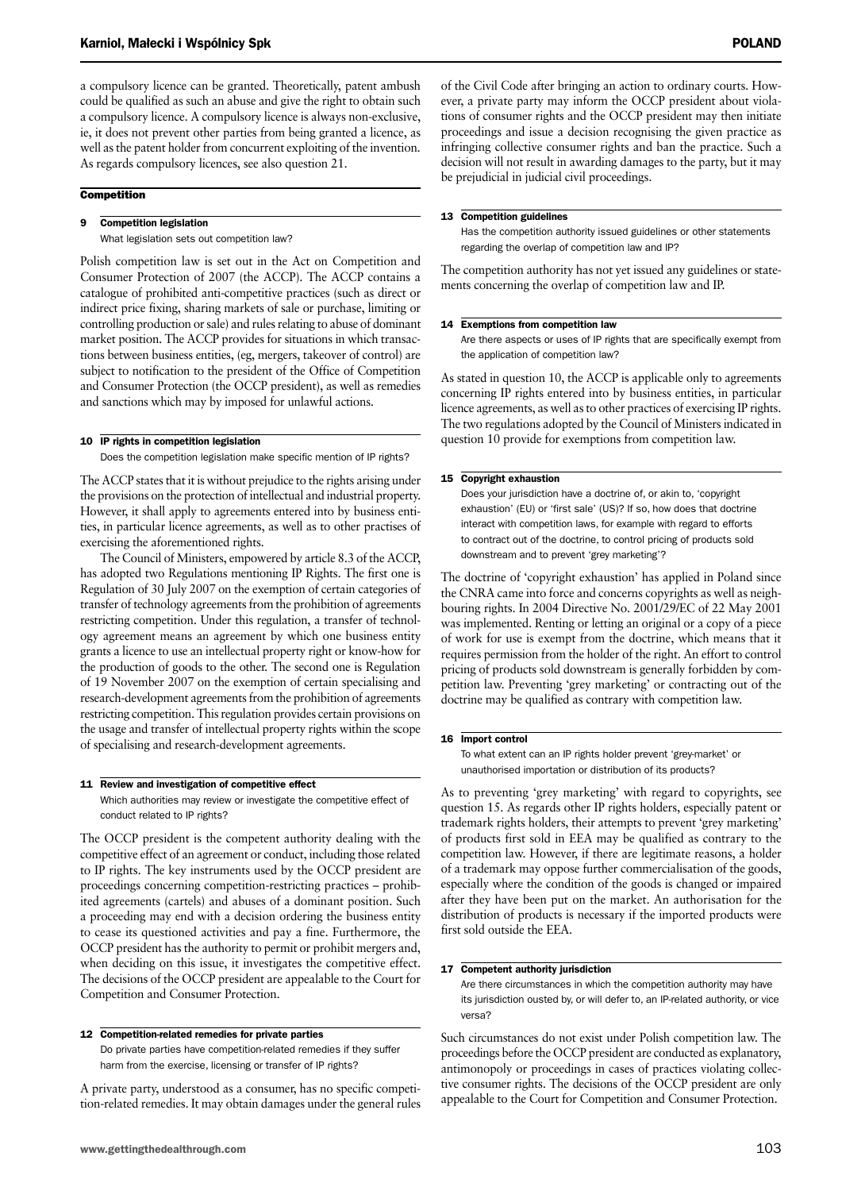a compulsory licence can be granted. Theoretically, patent ambush could be qualified as such an abuse and give the right to obtain such a compulsory licence. A compulsory licence is always non-exclusive, ie, it does not prevent other parties from being granted a licence, as well as the patent holder from concurrent exploiting of the invention. As regards compulsory licences, see also question 21.

## Competition

### 9 Competition legislation

What legislation sets out competition law?

Polish competition law is set out in the Act on Competition and Consumer Protection of 2007 (the ACCP). The ACCP contains a catalogue of prohibited anti-competitive practices (such as direct or indirect price fixing, sharing markets of sale or purchase, limiting or controlling production or sale) and rules relating to abuse of dominant market position. The ACCP provides for situations in which transactions between business entities, (eg, mergers, takeover of control) are subject to notification to the president of the Office of Competition and Consumer Protection (the OCCP president), as well as remedies and sanctions which may by imposed for unlawful actions.

### 10 IP rights in competition legislation

Does the competition legislation make specific mention of IP rights?

The ACCP states that it is without prejudice to the rights arising under the provisions on the protection of intellectual and industrial property. However, it shall apply to agreements entered into by business entities, in particular licence agreements, as well as to other practises of exercising the aforementioned rights.

The Council of Ministers, empowered by article 8.3 of the ACCP, has adopted two Regulations mentioning IP Rights. The first one is Regulation of 30 July 2007 on the exemption of certain categories of transfer of technology agreements from the prohibition of agreements restricting competition. Under this regulation, a transfer of technology agreement means an agreement by which one business entity grants a licence to use an intellectual property right or know-how for the production of goods to the other. The second one is Regulation of 19 November 2007 on the exemption of certain specialising and research-development agreements from the prohibition of agreements restricting competition. This regulation provides certain provisions on the usage and transfer of intellectual property rights within the scope of specialising and research-development agreements.

### 11 Review and investigation of competitive effect

Which authorities may review or investigate the competitive effect of conduct related to IP rights?

The OCCP president is the competent authority dealing with the competitive effect of an agreement or conduct, including those related to IP rights. The key instruments used by the OCCP president are proceedings concerning competition-restricting practices – prohibited agreements (cartels) and abuses of a dominant position. Such a proceeding may end with a decision ordering the business entity to cease its questioned activities and pay a fine. Furthermore, the OCCP president has the authority to permit or prohibit mergers and, when deciding on this issue, it investigates the competitive effect. The decisions of the OCCP president are appealable to the Court for Competition and Consumer Protection.

### 12 Competition-related remedies for private parties

Do private parties have competition-related remedies if they suffer harm from the exercise, licensing or transfer of IP rights?

A private party, understood as a consumer, has no specific competition-related remedies. It may obtain damages under the general rules of the Civil Code after bringing an action to ordinary courts. However, a private party may inform the OCCP president about violations of consumer rights and the OCCP president may then initiate proceedings and issue a decision recognising the given practice as infringing collective consumer rights and ban the practice. Such a decision will not result in awarding damages to the party, but it may be prejudicial in judicial civil proceedings.

### 13 Competition guidelines

Has the competition authority issued guidelines or other statements regarding the overlap of competition law and IP?

The competition authority has not yet issued any guidelines or statements concerning the overlap of competition law and IP.

### 14 Exemptions from competition law

Are there aspects or uses of IP rights that are specifically exempt from the application of competition law?

As stated in question 10, the ACCP is applicable only to agreements concerning IP rights entered into by business entities, in particular licence agreements, as well as to other practices of exercising IP rights. The two regulations adopted by the Council of Ministers indicated in question 10 provide for exemptions from competition law.

### 15 Copyright exhaustion

Does your jurisdiction have a doctrine of, or akin to, 'copyright exhaustion' (EU) or 'first sale' (US)? If so, how does that doctrine interact with competition laws, for example with regard to efforts to contract out of the doctrine, to control pricing of products sold downstream and to prevent 'grey marketing'?

The doctrine of 'copyright exhaustion' has applied in Poland since the CNRA came into force and concerns copyrights as well as neighbouring rights. In 2004 Directive No. 2001/29/EC of 22 May 2001 was implemented. Renting or letting an original or a copy of a piece of work for use is exempt from the doctrine, which means that it requires permission from the holder of the right. An effort to control pricing of products sold downstream is generally forbidden by competition law. Preventing 'grey marketing' or contracting out of the doctrine may be qualified as contrary with competition law.

### 16 Import control

To what extent can an IP rights holder prevent 'grey-market' or unauthorised importation or distribution of its products?

As to preventing 'grey marketing' with regard to copyrights, see question 15. As regards other IP rights holders, especially patent or trademark rights holders, their attempts to prevent 'grey marketing' of products first sold in EEA may be qualified as contrary to the competition law. However, if there are legitimate reasons, a holder of a trademark may oppose further commercialisation of the goods, especially where the condition of the goods is changed or impaired after they have been put on the market. An authorisation for the distribution of products is necessary if the imported products were first sold outside the EEA.

### 17 Competent authority jurisdiction

Are there circumstances in which the competition authority may have its jurisdiction ousted by, or will defer to, an IP-related authority, or vice versa?

Such circumstances do not exist under Polish competition law. The proceedings before the OCCP president are conducted as explanatory, antimonopoly or proceedings in cases of practices violating collective consumer rights. The decisions of the OCCP president are only appealable to the Court for Competition and Consumer Protection.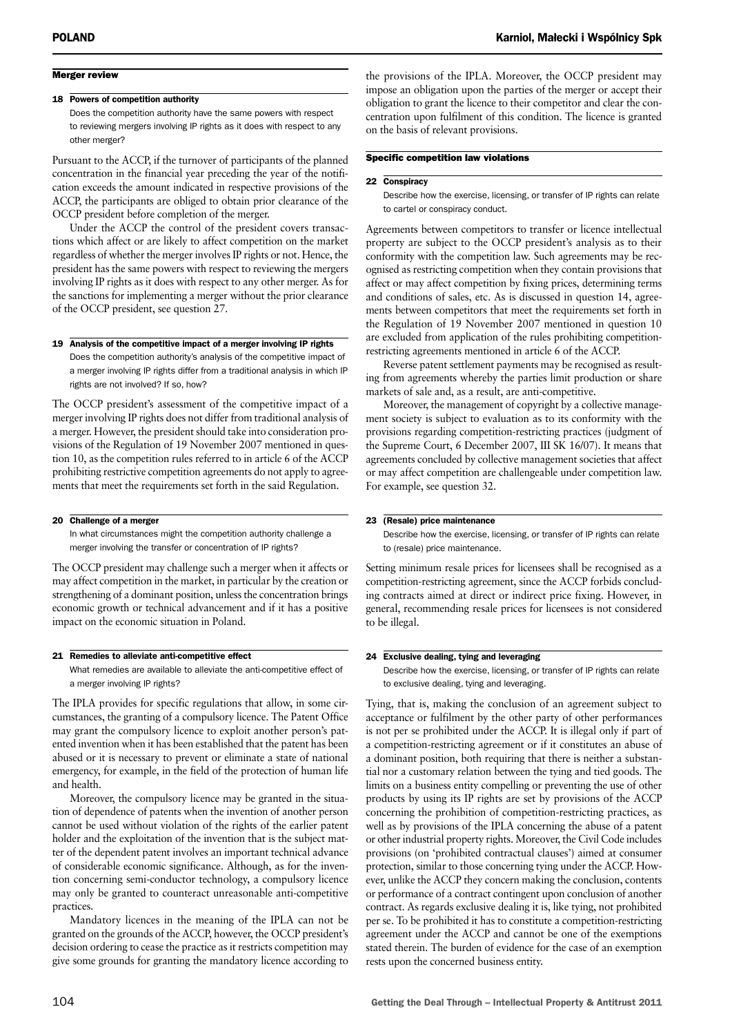## Merger review

### 18 Powers of competition authority

Does the competition authority have the same powers with respect to reviewing mergers involving IP rights as it does with respect to any other merger?

Pursuant to the ACCP, if the turnover of participants of the planned concentration in the financial year preceding the year of the notification exceeds the amount indicated in respective provisions of the ACCP, the participants are obliged to obtain prior clearance of the OCCP president before completion of the merger.

Under the ACCP the control of the president covers transactions which affect or are likely to affect competition on the market regardless of whether the merger involves IP rights or not. Hence, the president has the same powers with respect to reviewing the mergers involving IP rights as it does with respect to any other merger. As for the sanctions for implementing a merger without the prior clearance of the OCCP president, see question 27.

### 19 Analysis of the competitive impact of a merger involving IP rights

Does the competition authority's analysis of the competitive impact of a merger involving IP rights differ from a traditional analysis in which IP rights are not involved? If so, how?

The OCCP president's assessment of the competitive impact of a merger involving IP rights does not differ from traditional analysis of a merger. However, the president should take into consideration provisions of the Regulation of 19 November 2007 mentioned in question 10, as the competition rules referred to in article 6 of the ACCP prohibiting restrictive competition agreements do not apply to agreements that meet the requirements set forth in the said Regulation.

### 20 Challenge of a merger

In what circumstances might the competition authority challenge a merger involving the transfer or concentration of IP rights?

The OCCP president may challenge such a merger when it affects or may affect competition in the market, in particular by the creation or strengthening of a dominant position, unless the concentration brings economic growth or technical advancement and if it has a positive impact on the economic situation in Poland.

### 21 Remedies to alleviate anti-competitive effect

What remedies are available to alleviate the anti-competitive effect of a merger involving IP rights?

The IPLA provides for specific regulations that allow, in some circumstances, the granting of a compulsory licence. The Patent Office may grant the compulsory licence to exploit another person's patented invention when it has been established that the patent has been abused or it is necessary to prevent or eliminate a state of national emergency, for example, in the field of the protection of human life and health.

Moreover, the compulsory licence may be granted in the situation of dependence of patents when the invention of another person cannot be used without violation of the rights of the earlier patent holder and the exploitation of the invention that is the subject matter of the dependent patent involves an important technical advance of considerable economic significance. Although, as for the invention concerning semi-conductor technology, a compulsory licence may only be granted to counteract unreasonable anti-competitive practices.

Mandatory licences in the meaning of the IPLA can not be granted on the grounds of the ACCP, however, the OCCP president's decision ordering to cease the practice as it restricts competition may give some grounds for granting the mandatory licence according to the provisions of the IPLA. Moreover, the OCCP president may impose an obligation upon the parties of the merger or accept their obligation to grant the licence to their competitor and clear the concentration upon fulfilment of this condition. The licence is granted on the basis of relevant provisions.

## Specific competition law violations

### 22 Conspiracy

Describe how the exercise, licensing, or transfer of IP rights can relate to cartel or conspiracy conduct.

Agreements between competitors to transfer or licence intellectual property are subject to the OCCP president's analysis as to their conformity with the competition law. Such agreements may be recognised as restricting competition when they contain provisions that affect or may affect competition by fixing prices, determining terms and conditions of sales, etc. As is discussed in question 14, agreements between competitors that meet the requirements set forth in the Regulation of 19 November 2007 mentioned in question 10 are excluded from application of the rules prohibiting competition-restricting agreements mentioned in article 6 of the ACCP.

Reverse patent settlement payments may be recognised as resulting from agreements whereby the parties limit production or share markets of sale and, as a result, are anti-competitive.

Moreover, the management of copyright by a collective management society is subject to evaluation as to its conformity with the provisions regarding competition-restricting practices (judgment of the Supreme Court, 6 December 2007, III SK 16/07). It means that agreements concluded by collective management societies that affect or may affect competition are challengeable under competition law. For example, see question 32.

### 23 (Resale) price maintenance

Describe how the exercise, licensing, or transfer of IP rights can relate to (resale) price maintenance.

Setting minimum resale prices for licensees shall be recognised as a competition-restricting agreement, since the ACCP forbids concluding contracts aimed at direct or indirect price fixing. However, in general, recommending resale prices for licensees is not considered to be illegal.

### 24 Exclusive dealing, tying and leveraging

Describe how the exercise, licensing, or transfer of IP rights can relate to exclusive dealing, tying and leveraging.

Tying, that is, making the conclusion of an agreement subject to acceptance or fulfilment by the other party of other performances is not per se prohibited under the ACCP. It is illegal only if part of a competition-restricting agreement or if it constitutes an abuse of a dominant position, both requiring that there is neither a substantial nor a customary relation between the tying and tied goods. The limits on a business entity compelling or preventing the use of other products by using its IP rights are set by provisions of the ACCP concerning the prohibition of competition-restricting practices, as well as by provisions of the IPLA concerning the abuse of a patent or other industrial property rights. Moreover, the Civil Code includes provisions (on 'prohibited contractual clauses') aimed at consumer protection, similar to those concerning tying under the ACCP. However, unlike the ACCP they concern making the conclusion, contents or performance of a contract contingent upon conclusion of another contract. As regards exclusive dealing it is, like tying, not prohibited per se. To be prohibited it has to constitute a competition-restricting agreement under the ACCP and cannot be one of the exemptions stated therein. The burden of evidence for the case of an exemption rests upon the concerned business entity.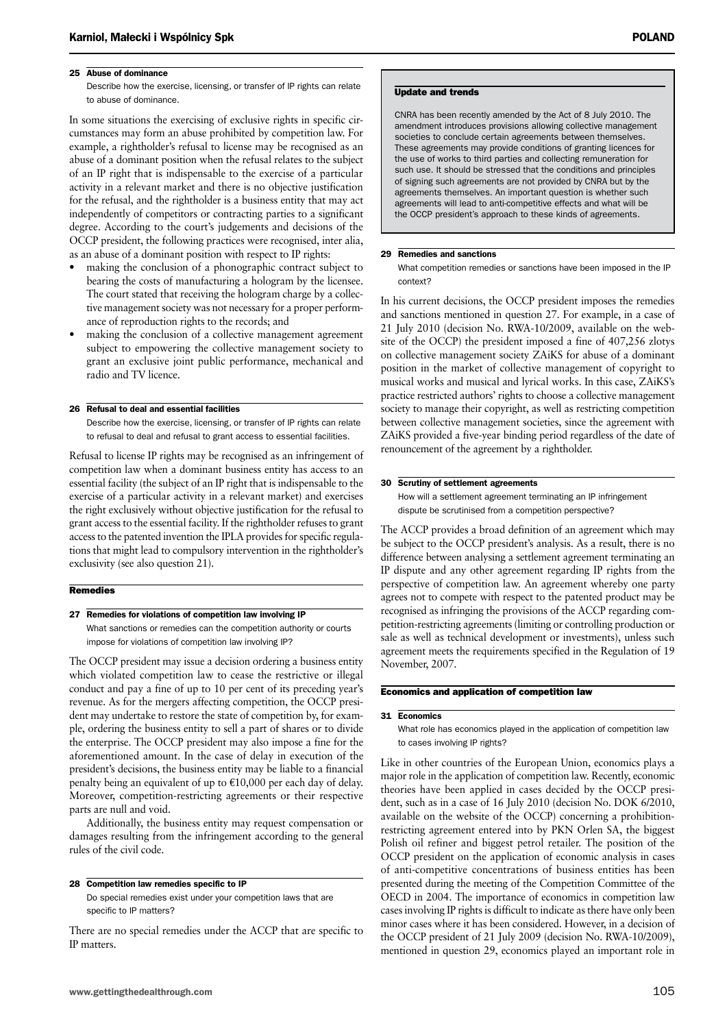### 25 Abuse of dominance

Describe how the exercise, licensing, or transfer of IP rights can relate to abuse of dominance.

In some situations the exercising of exclusive rights in specific circumstances may form an abuse prohibited by competition law. For example, a rightholder's refusal to license may be recognised as an abuse of a dominant position when the refusal relates to the subject of an IP right that is indispensable to the exercise of a particular activity in a relevant market and there is no objective justification for the refusal, and the rightholder is a business entity that may act independently of competitors or contracting parties to a significant degree. According to the court's judgements and decisions of the OCCP president, the following practices were recognised, inter alia, as an abuse of a dominant position with respect to IP rights:

- making the conclusion of a phonographic contract subject to bearing the costs of manufacturing a hologram by the licensee. The court stated that receiving the hologram charge by a collective management society was not necessary for a proper performance of reproduction rights to the records; and
- making the conclusion of a collective management agreement subject to empowering the collective management society to grant an exclusive joint public performance, mechanical and radio and TV licence.

### 26 Refusal to deal and essential facilities

Describe how the exercise, licensing, or transfer of IP rights can relate to refusal to deal and refusal to grant access to essential facilities.

Refusal to license IP rights may be recognised as an infringement of competition law when a dominant business entity has access to an essential facility (the subject of an IP right that is indispensable to the exercise of a particular activity in a relevant market) and exercises the right exclusively without objective justification for the refusal to grant access to the essential facility. If the rightholder refuses to grant access to the patented invention the IPLA provides for specific regulations that might lead to compulsory intervention in the rightholder's exclusivity (see also question 21).

## Remedies

### 27 Remedies for violations of competition law involving IP

What sanctions or remedies can the competition authority or courts impose for violations of competition law involving IP?

The OCCP president may issue a decision ordering a business entity which violated competition law to cease the restrictive or illegal conduct and pay a fine of up to 10 per cent of its preceding year's revenue. As for the mergers affecting competition, the OCCP president may undertake to restore the state of competition by, for example, ordering the business entity to sell a part of shares or to divide the enterprise. The OCCP president may also impose a fine for the aforementioned amount. In the case of delay in execution of the president's decisions, the business entity may be liable to a financial penalty being an equivalent of up to €10,000 per each day of delay. Moreover, competition-restricting agreements or their respective parts are null and void.

Additionally, the business entity may request compensation or damages resulting from the infringement according to the general rules of the civil code.

### 28 Competition law remedies specific to IP

Do special remedies exist under your competition laws that are specific to IP matters?

There are no special remedies under the ACCP that are specific to IP matters.

> **Update and trends**
>
> CNRA has been recently amended by the Act of 8 July 2010. The amendment introduces provisions allowing collective management societies to conclude certain agreements between themselves. These agreements may provide conditions of granting licences for the use of works to third parties and collecting remuneration for such use. It should be stressed that the conditions and principles of signing such agreements are not provided by CNRA but by the agreements themselves. An important question is whether such agreements will lead to anti-competitive effects and what will be the OCCP president's approach to these kinds of agreements.

### 29 Remedies and sanctions

What competition remedies or sanctions have been imposed in the IP context?

In his current decisions, the OCCP president imposes the remedies and sanctions mentioned in question 27. For example, in a case of 21 July 2010 (decision No. RWA-10/2009, available on the website of the OCCP) the president imposed a fine of 407,256 zlotys on collective management society ZAiKS for abuse of a dominant position in the market of collective management of copyright to musical works and musical and lyrical works. In this case, ZAiKS's practice restricted authors' rights to choose a collective management society to manage their copyright, as well as restricting competition between collective management societies, since the agreement with ZAiKS provided a five-year binding period regardless of the date of renouncement of the agreement by a rightholder.

### 30 Scrutiny of settlement agreements

How will a settlement agreement terminating an IP infringement dispute be scrutinised from a competition perspective?

The ACCP provides a broad definition of an agreement which may be subject to the OCCP president's analysis. As a result, there is no difference between analysing a settlement agreement terminating an IP dispute and any other agreement regarding IP rights from the perspective of competition law. An agreement whereby one party agrees not to compete with respect to the patented product may be recognised as infringing the provisions of the ACCP regarding competition-restricting agreements (limiting or controlling production or sale as well as technical development or investments), unless such agreement meets the requirements specified in the Regulation of 19 November, 2007.

## Economics and application of competition law

### 31 Economics

What role has economics played in the application of competition law to cases involving IP rights?

Like in other countries of the European Union, economics plays a major role in the application of competition law. Recently, economic theories have been applied in cases decided by the OCCP president, such as in a case of 16 July 2010 (decision No. DOK 6/2010, available on the website of the OCCP) concerning a prohibition-restricting agreement entered into by PKN Orlen SA, the biggest Polish oil refiner and biggest petrol retailer. The position of the OCCP president on the application of economic analysis in cases of anti-competitive concentrations of business entities has been presented during the meeting of the Competition Committee of the OECD in 2004. The importance of economics in competition law cases involving IP rights is difficult to indicate as there have only been minor cases where it has been considered. However, in a decision of the OCCP president of 21 July 2009 (decision No. RWA-10/2009), mentioned in question 29, economics played an important role in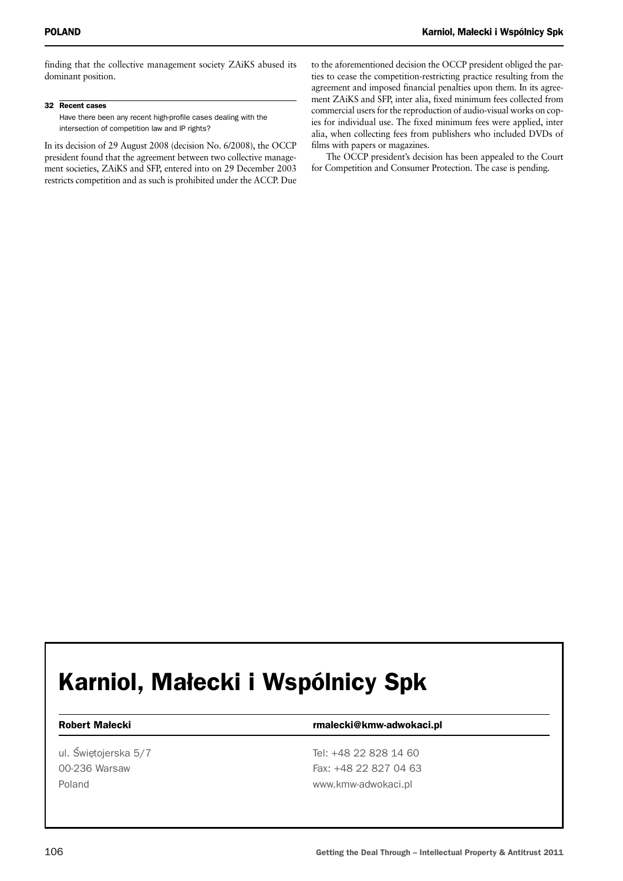finding that the collective management society ZAiKS abused its dominant position.

### 32 Recent cases

Have there been any recent high-profile cases dealing with the intersection of competition law and IP rights?

In its decision of 29 August 2008 (decision No. 6/2008), the OCCP president found that the agreement between two collective management societies, ZAiKS and SFP, entered into on 29 December 2003 restricts competition and as such is prohibited under the ACCP. Due to the aforementioned decision the OCCP president obliged the parties to cease the competition-restricting practice resulting from the agreement and imposed financial penalties upon them. In its agreement ZAiKS and SFP, inter alia, fixed minimum fees collected from commercial users for the reproduction of audio-visual works on copies for individual use. The fixed minimum fees were applied, inter alia, when collecting fees from publishers who included DVDs of films with papers or magazines.

The OCCP president's decision has been appealed to the Court for Competition and Consumer Protection. The case is pending.

# Karniol, Małecki i Wspólnicy Spk

| **Robert Małecki** | **rmalecki@kmw-adwokaci.pl** |
|---|---|
| ul. Świętojerska 5/7 | Tel: +48 22 828 14 60 |
| 00-236 Warsaw | Fax: +48 22 827 04 63 |
| Poland | www.kmw-adwokaci.pl |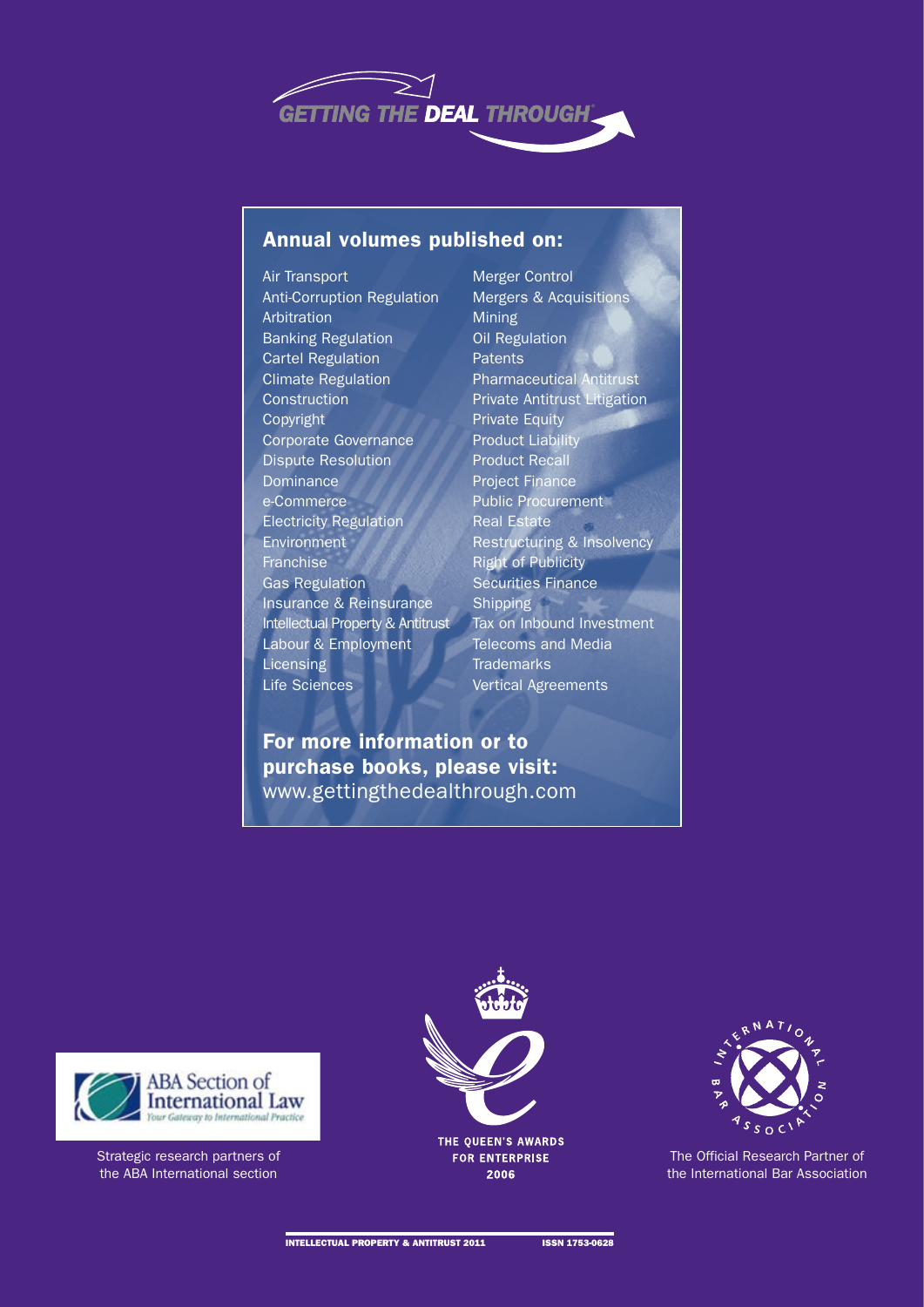GETTING THE DEAL THROUGH®

## Annual volumes published on:

Air Transport
Anti-Corruption Regulation
Arbitration
Banking Regulation
Cartel Regulation
Climate Regulation
Construction
Copyright
Corporate Governance
Dispute Resolution
Dominance
e-Commerce
Electricity Regulation
Environment
Franchise
Gas Regulation
Insurance & Reinsurance
Intellectual Property & Antitrust
Labour & Employment
Licensing
Life Sciences
Merger Control
Mergers & Acquisitions
Mining
Oil Regulation
Patents
Pharmaceutical Antitrust
Private Antitrust Litigation
Private Equity
Product Liability
Product Recall
Project Finance
Public Procurement
Real Estate
Restructuring & Insolvency
Right of Publicity
Securities Finance
Shipping
Tax on Inbound Investment
Telecoms and Media
Trademarks
Vertical Agreements

**For more information or to purchase books, please visit:**
www.gettingthedealthrough.com

ABA Section of International Law
*Your Gateway to International Practice*

Strategic research partners of the ABA International section

THE QUEEN'S AWARDS FOR ENTERPRISE 2006

INTERNATIONAL BAR ASSOCIATION

The Official Research Partner of the International Bar Association

INTELLECTUAL PROPERTY & ANTITRUST 2011 ISSN 1753-0628